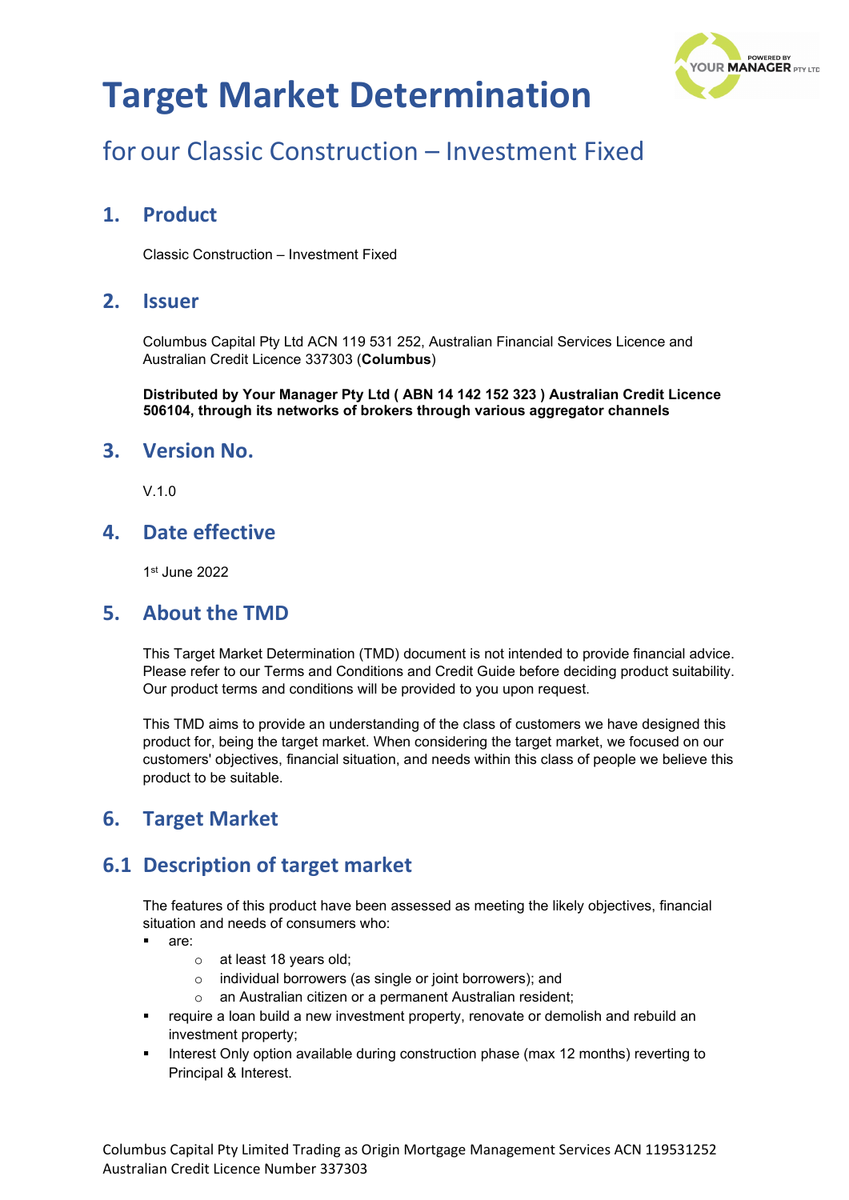# Target Market Determination

## for our Classic Construction – Investment Fixed

## 1. Product

Classic Construction – Investment Fixed

## 2. Issuer

Columbus Capital Pty Ltd ACN 119 531 252, Australian Financial Services Licence and Australian Credit Licence 337303 (**Columbus**)

**Distributed by Your Manager Pty Ltd ( ABN 14 142 152 323 ) Australian Credit Licence 506104, through its networks of brokers through various aggregator channels**

## 3. Version No.

V.1.0

## 4. Date effective

1st June 2022

## 5. About the TMD

This Target Market Determination (TMD) document is not intended to provide financial advice. Please refer to our Terms and Conditions and Credit Guide before deciding product suitability. Our product terms and conditions will be provided to you upon request.

This TMD aims to provide an understanding of the class of customers we have designed this product for, being the target market. When considering the target market, we focused on our customers' objectives, financial situation, and needs within this class of people we believe this product to be suitable.

## 6. Target Market

## 6.1 Description of target market

The features of this product have been assessed as meeting the likely objectives, financial situation and needs of consumers who:

- are:
  - at least 18 years old;
  - individual borrowers (as single or joint borrowers); and
  - an Australian citizen or a permanent Australian resident;
- require a loan build a new investment property, renovate or demolish and rebuild an investment property;
- Interest Only option available during construction phase (max 12 months) reverting to Principal & Interest.

Columbus Capital Pty Limited Trading as Origin Mortgage Management Services ACN 119531252
Australian Credit Licence Number 337303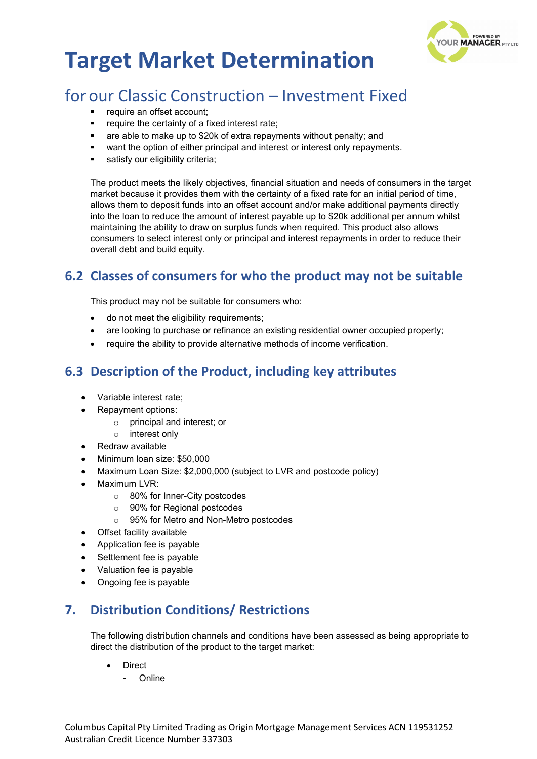# Target Market Determination

## for our Classic Construction – Investment Fixed

- require an offset account;
- require the certainty of a fixed interest rate;
- are able to make up to $20k of extra repayments without penalty; and
- want the option of either principal and interest or interest only repayments.
- satisfy our eligibility criteria;

The product meets the likely objectives, financial situation and needs of consumers in the target market because it provides them with the certainty of a fixed rate for an initial period of time, allows them to deposit funds into an offset account and/or make additional payments directly into the loan to reduce the amount of interest payable up to $20k additional per annum whilst maintaining the ability to draw on surplus funds when required. This product also allows consumers to select interest only or principal and interest repayments in order to reduce their overall debt and build equity.

## 6.2 Classes of consumers for who the product may not be suitable

This product may not be suitable for consumers who:

- do not meet the eligibility requirements;
- are looking to purchase or refinance an existing residential owner occupied property;
- require the ability to provide alternative methods of income verification.

## 6.3 Description of the Product, including key attributes

- Variable interest rate;
- Repayment options:
  - principal and interest; or
  - interest only
- Redraw available
- Minimum loan size: $50,000
- Maximum Loan Size: $2,000,000 (subject to LVR and postcode policy)
- Maximum LVR:
  - 80% for Inner-City postcodes
  - 90% for Regional postcodes
  - 95% for Metro and Non-Metro postcodes
- Offset facility available
- Application fee is payable
- Settlement fee is payable
- Valuation fee is payable
- Ongoing fee is payable

## 7. Distribution Conditions/ Restrictions

The following distribution channels and conditions have been assessed as being appropriate to direct the distribution of the product to the target market:

- Direct
  - Online

Columbus Capital Pty Limited Trading as Origin Mortgage Management Services ACN 119531252
Australian Credit Licence Number 337303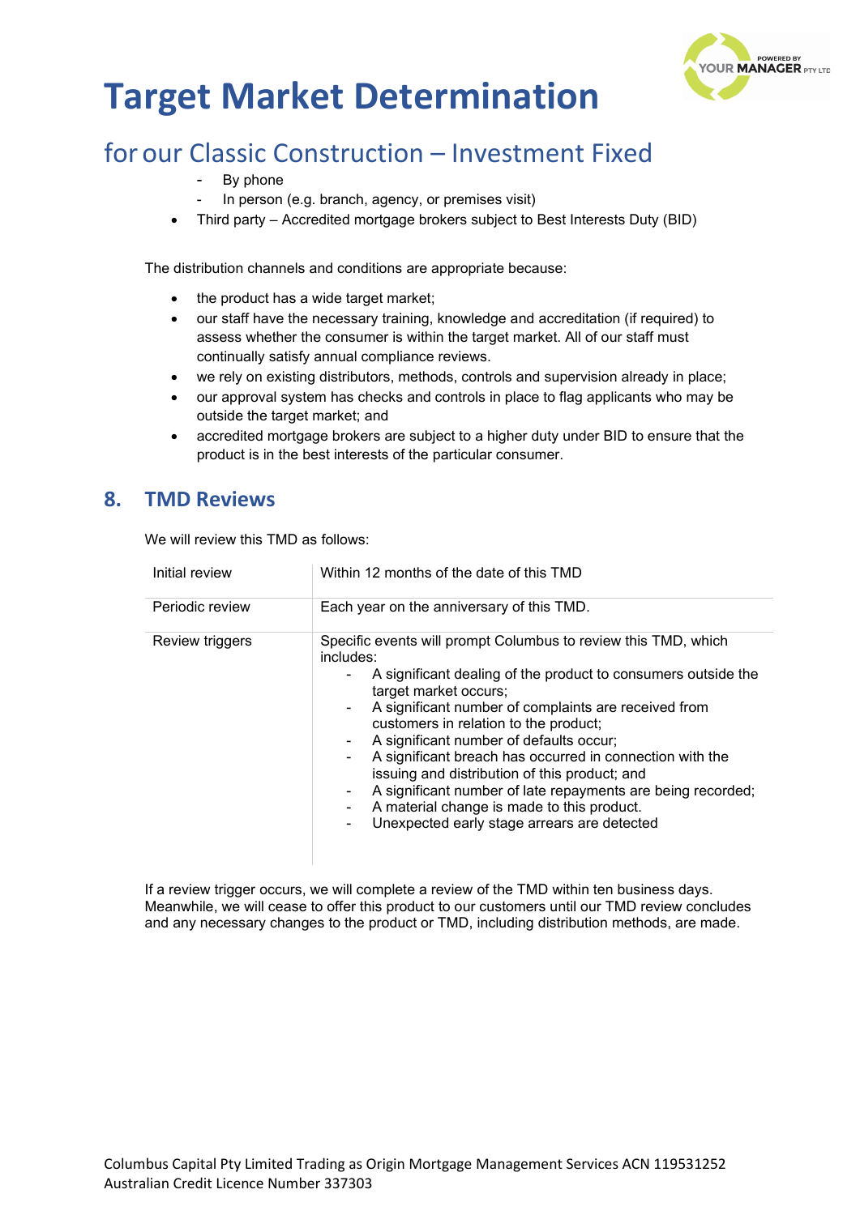- By phone
- In person (e.g. branch, agency, or premises visit)

- Third party – Accredited mortgage brokers subject to Best Interests Duty (BID)

The distribution channels and conditions are appropriate because:

- the product has a wide target market;
- our staff have the necessary training, knowledge and accreditation (if required) to assess whether the consumer is within the target market. All of our staff must continually satisfy annual compliance reviews.
- we rely on existing distributors, methods, controls and supervision already in place;
- our approval system has checks and controls in place to flag applicants who may be outside the target market; and
- accredited mortgage brokers are subject to a higher duty under BID to ensure that the product is in the best interests of the particular consumer.

## 8. TMD Reviews

We will review this TMD as follows:

| | |
|---|---|
| Initial review | Within 12 months of the date of this TMD |
| Periodic review | Each year on the anniversary of this TMD. |
| Review triggers | Specific events will prompt Columbus to review this TMD, which includes:<br>- A significant dealing of the product to consumers outside the target market occurs;<br>- A significant number of complaints are received from customers in relation to the product;<br>- A significant number of defaults occur;<br>- A significant breach has occurred in connection with the issuing and distribution of this product; and<br>- A significant number of late repayments are being recorded;<br>- A material change is made to this product.<br>- Unexpected early stage arrears are detected |

If a review trigger occurs, we will complete a review of the TMD within ten business days. Meanwhile, we will cease to offer this product to our customers until our TMD review concludes and any necessary changes to the product or TMD, including distribution methods, are made.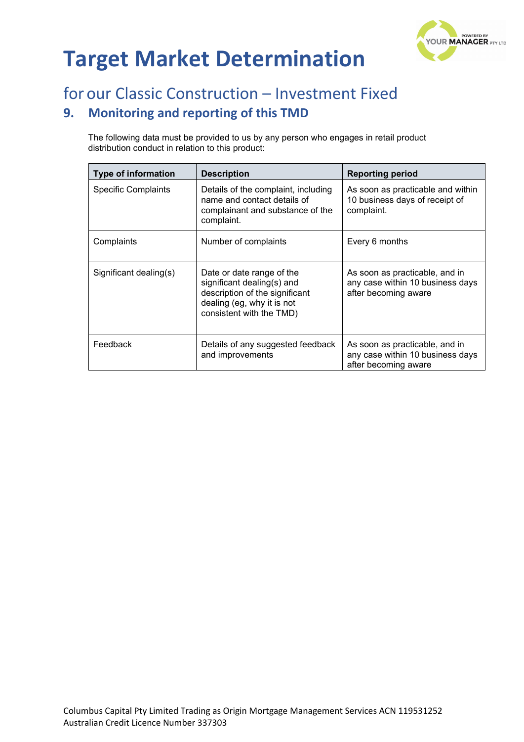# Target Market Determination

## for our Classic Construction – Investment Fixed

## 9. Monitoring and reporting of this TMD

The following data must be provided to us by any person who engages in retail product distribution conduct in relation to this product:

| Type of information | Description | Reporting period |
|---|---|---|
| Specific Complaints | Details of the complaint, including name and contact details of complainant and substance of the complaint. | As soon as practicable and within 10 business days of receipt of complaint. |
| Complaints | Number of complaints | Every 6 months |
| Significant dealing(s) | Date or date range of the significant dealing(s) and description of the significant dealing (eg, why it is not consistent with the TMD) | As soon as practicable, and in any case within 10 business days after becoming aware |
| Feedback | Details of any suggested feedback and improvements | As soon as practicable, and in any case within 10 business days after becoming aware |

Columbus Capital Pty Limited Trading as Origin Mortgage Management Services ACN 119531252
Australian Credit Licence Number 337303